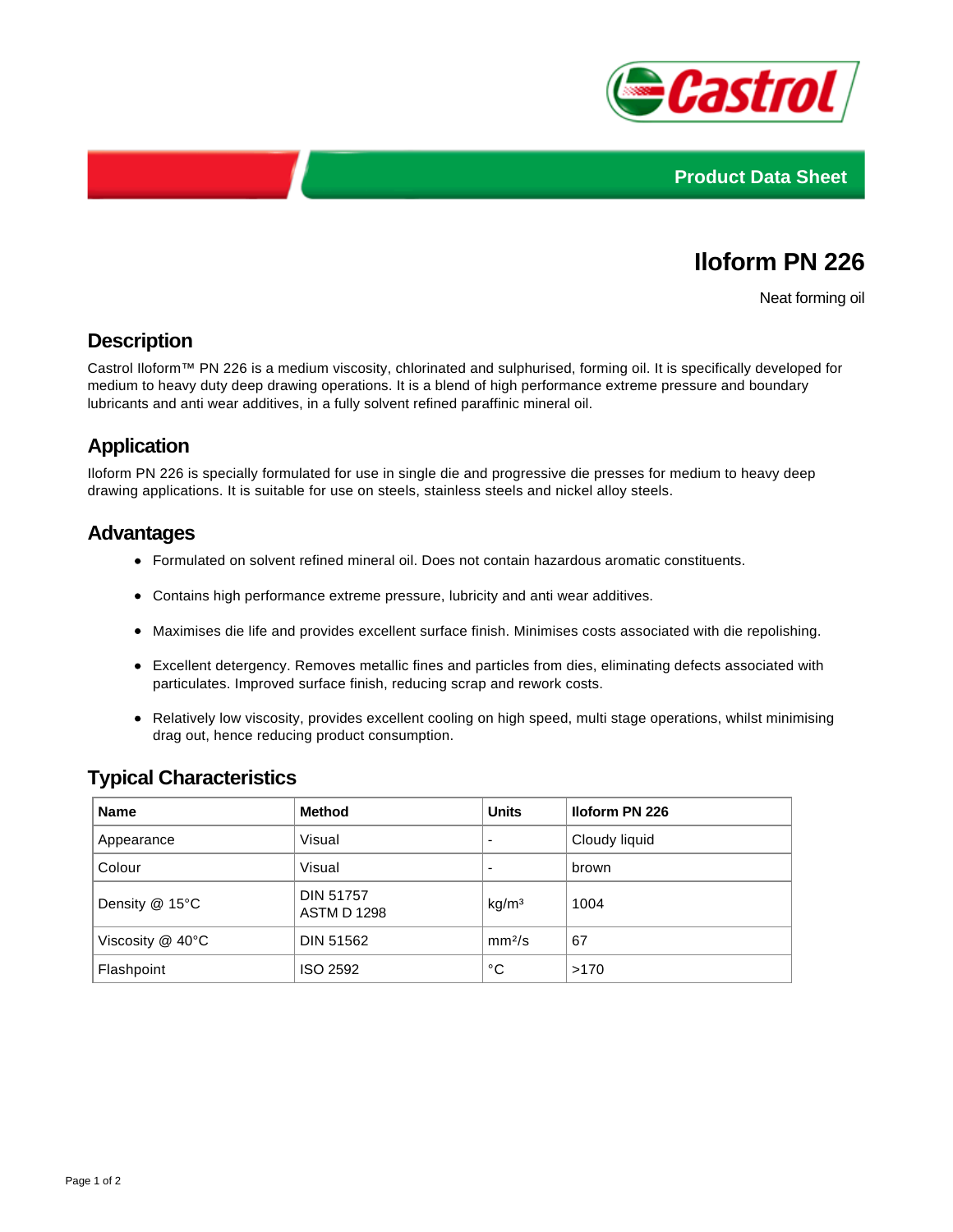Product Data Sheet

# Iloform PN 226

Neat forming oil

## Description

Castrol Iloform™ PN 226 is a medium viscosity, chlorinated and sulphurised, forming oil. It is specifically developed for medium to heavy duty deep drawing operations. It is a blend of high performance extreme pressure and boundary lubricants and anti wear additives, in a fully solvent refined paraffinic mineral oil.

## Application

Iloform PN 226 is specially formulated for use in single die and progressive die presses for medium to heavy deep drawing applications. It is suitable for use on steels, stainless steels and nickel alloy steels.

## Advantages

- Formulated on solvent refined mineral oil. Does not contain hazardous aromatic constituents.
- Contains high performance extreme pressure, lubricity and anti wear additives.
- Maximises die life and provides excellent surface finish. Minimises costs associated with die repolishing.
- Excellent detergency. Removes metallic fines and particles from dies, eliminating defects associated with particulates. Improved surface finish, reducing scrap and rework costs.
- Relatively low viscosity, provides excellent cooling on high speed, multi stage operations, whilst minimising drag out, hence reducing product consumption.

## Typical Characteristics

| Name | Method | Units | Iloform PN 226 |
| --- | --- | --- | --- |
| Appearance | Visual | - | Cloudy liquid |
| Colour | Visual | - | brown |
| Density @ 15°C | DIN 51757<br>ASTM D 1298 | $kg/m^3$ | 1004 |
| Viscosity @ 40°C | DIN 51562 | $mm^2/s$ | 67 |
| Flashpoint | ISO 2592 | °C | >170 |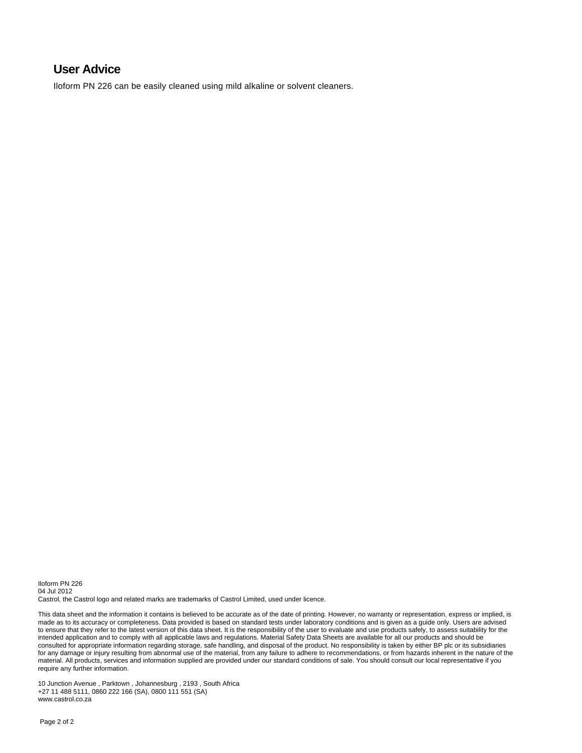## User Advice

Iloform PN 226 can be easily cleaned using mild alkaline or solvent cleaners.

Iloform PN 226
04 Jul 2012
Castrol, the Castrol logo and related marks are trademarks of Castrol Limited, used under licence.

This data sheet and the information it contains is believed to be accurate as of the date of printing. However, no warranty or representation, express or implied, is made as to its accuracy or completeness. Data provided is based on standard tests under laboratory conditions and is given as a guide only. Users are advised to ensure that they refer to the latest version of this data sheet. It is the responsibility of the user to evaluate and use products safely, to assess suitability for the intended application and to comply with all applicable laws and regulations. Material Safety Data Sheets are available for all our products and should be consulted for appropriate information regarding storage, safe handling, and disposal of the product. No responsibility is taken by either BP plc or its subsidiaries for any damage or injury resulting from abnormal use of the material, from any failure to adhere to recommendations, or from hazards inherent in the nature of the material. All products, services and information supplied are provided under our standard conditions of sale. You should consult our local representative if you require any further information.

10 Junction Avenue , Parktown , Johannesburg , 2193 , South Africa
+27 11 488 5111, 0860 222 166 (SA), 0800 111 551 (SA)
www.castrol.co.za